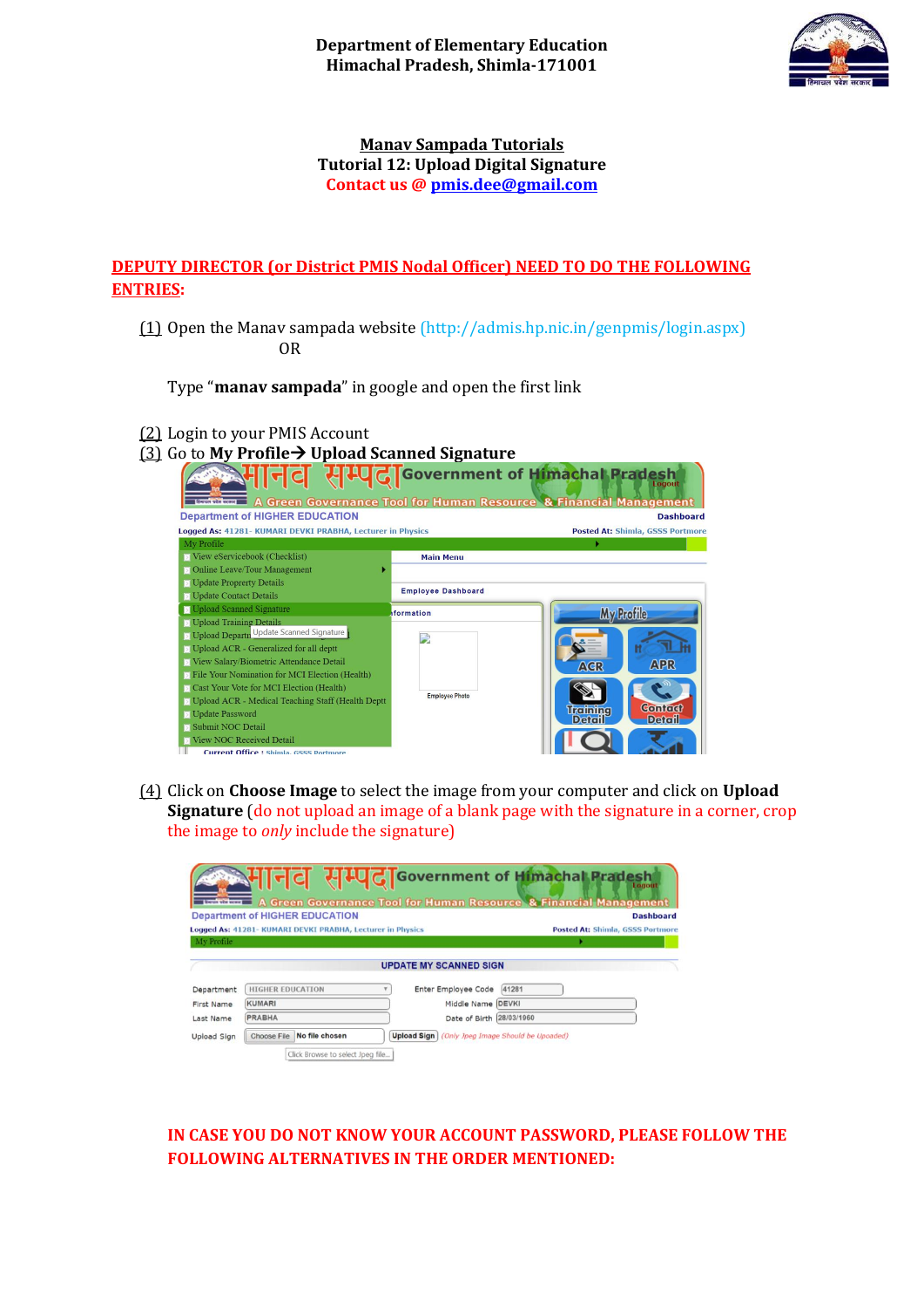**Department of Elementary Education**
**Himachal Pradesh, Shimla-171001**

# Manav Sampada Tutorials

## Tutorial 12: Upload Digital Signature

**Contact us @ pmis.dee@gmail.com**

**DEPUTY DIRECTOR (or District PMIS Nodal Officer) NEED TO DO THE FOLLOWING ENTRIES:**

(1) Open the Manav sampada website (http://admis.hp.nic.in/genpmis/login.aspx)

OR

Type "**manav sampada**" in google and open the first link

(2) Login to your PMIS Account

(3) Go to **My Profile→ Upload Scanned Signature**

(4) Click on **Choose Image** to select the image from your computer and click on **Upload Signature** (do not upload an image of a blank page with the signature in a corner, crop the image to *only* include the signature)

**IN CASE YOU DO NOT KNOW YOUR ACCOUNT PASSWORD, PLEASE FOLLOW THE FOLLOWING ALTERNATIVES IN THE ORDER MENTIONED:**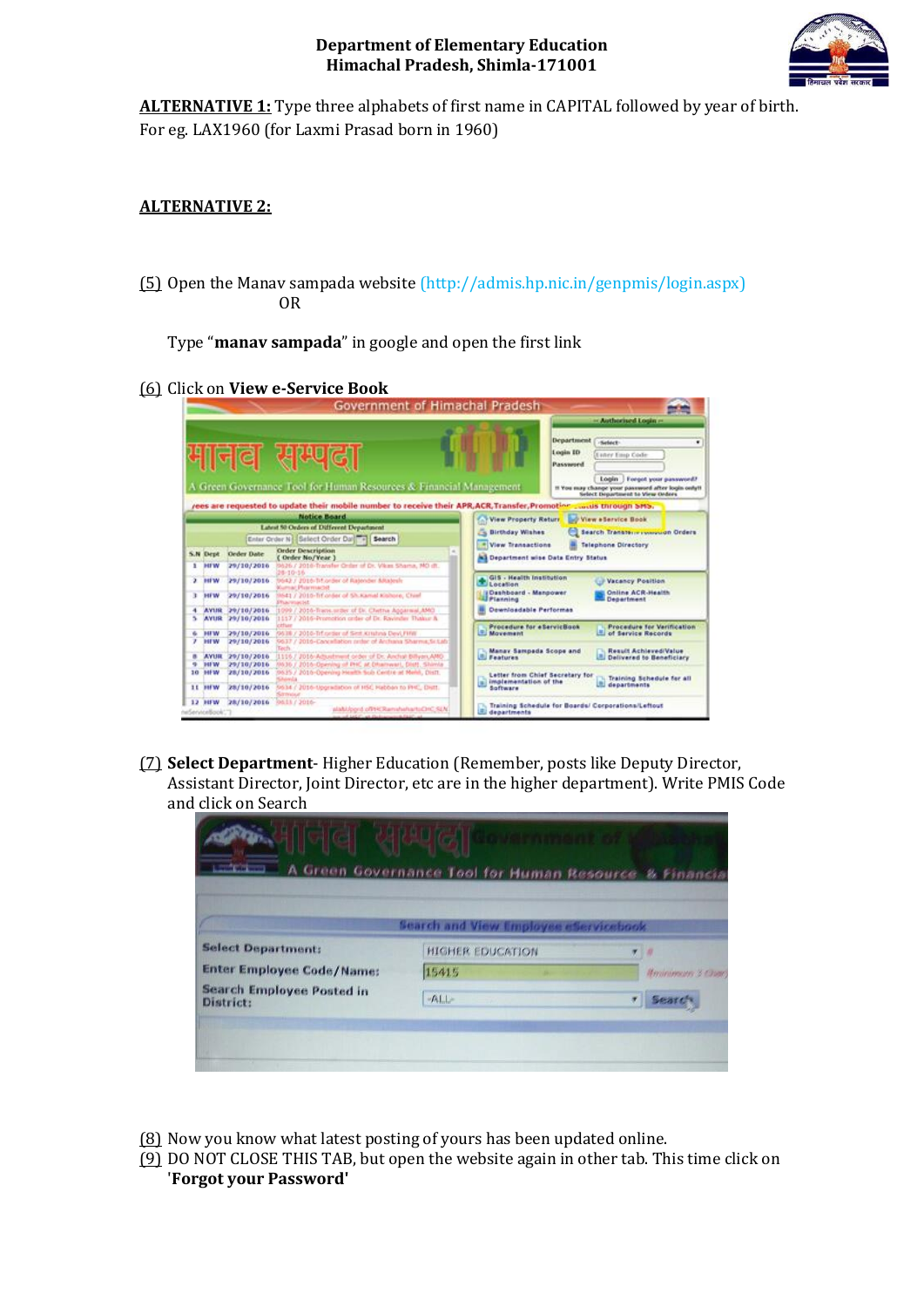**ALTERNATIVE 1:** Type three alphabets of first name in CAPITAL followed by year of birth. For eg. LAX1960 (for Laxmi Prasad born in 1960)

**ALTERNATIVE 2:**

(5) Open the Manav sampada website (http://admis.hp.nic.in/genpmis/login.aspx)
OR

Type "**manav sampada**" in google and open the first link

(6) Click on **View e-Service Book**

(7) **Select Department**- Higher Education (Remember, posts like Deputy Director, Assistant Director, Joint Director, etc are in the higher department). Write PMIS Code and click on Search

(8) Now you know what latest posting of yours has been updated online.

(9) DO NOT CLOSE THIS TAB, but open the website again in other tab. This time click on **'Forgot your Password'**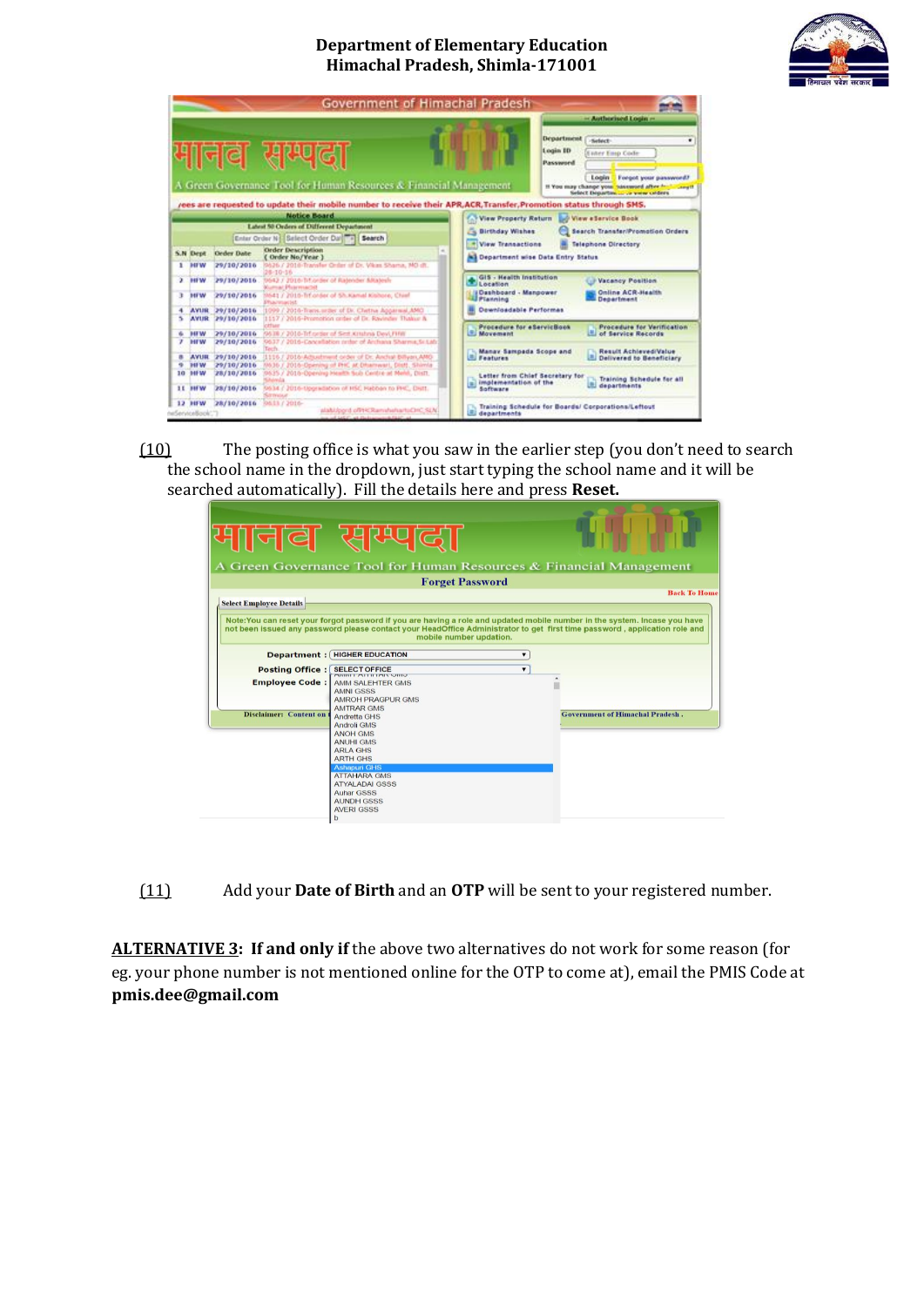**Department of Elementary Education**
**Himachal Pradesh, Shimla-171001**

(10) The posting office is what you saw in the earlier step (you don't need to search the school name in the dropdown, just start typing the school name and it will be searched automatically). Fill the details here and press **Reset.**

(11) Add your **Date of Birth** and an **OTP** will be sent to your registered number.

**ALTERNATIVE 3: If and only if** the above two alternatives do not work for some reason (for eg. your phone number is not mentioned online for the OTP to come at), email the PMIS Code at **pmis.dee@gmail.com**